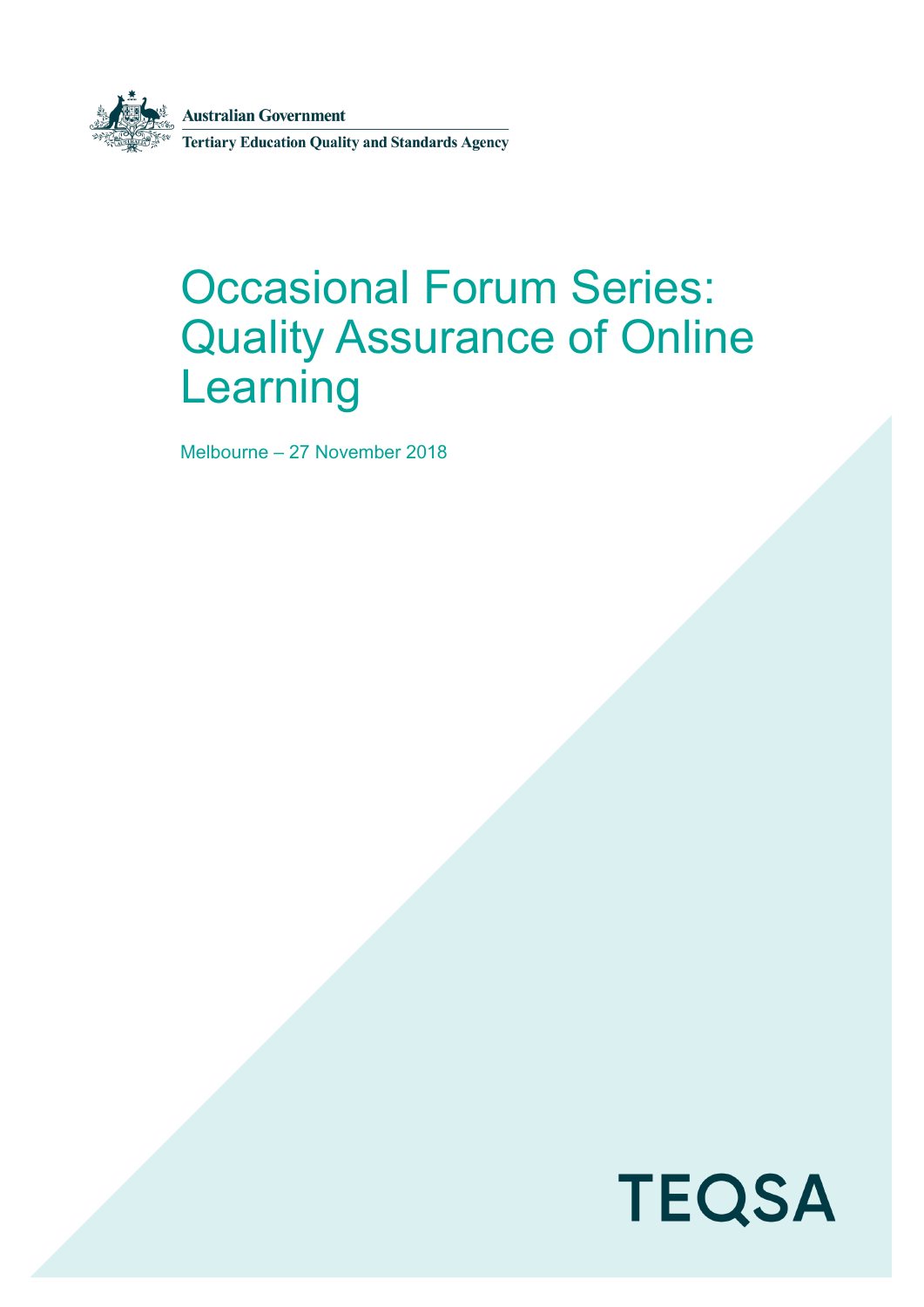Australian Government

Tertiary Education Quality and Standards Agency

# Occasional Forum Series: Quality Assurance of Online Learning

Melbourne – 27 November 2018

TEQSA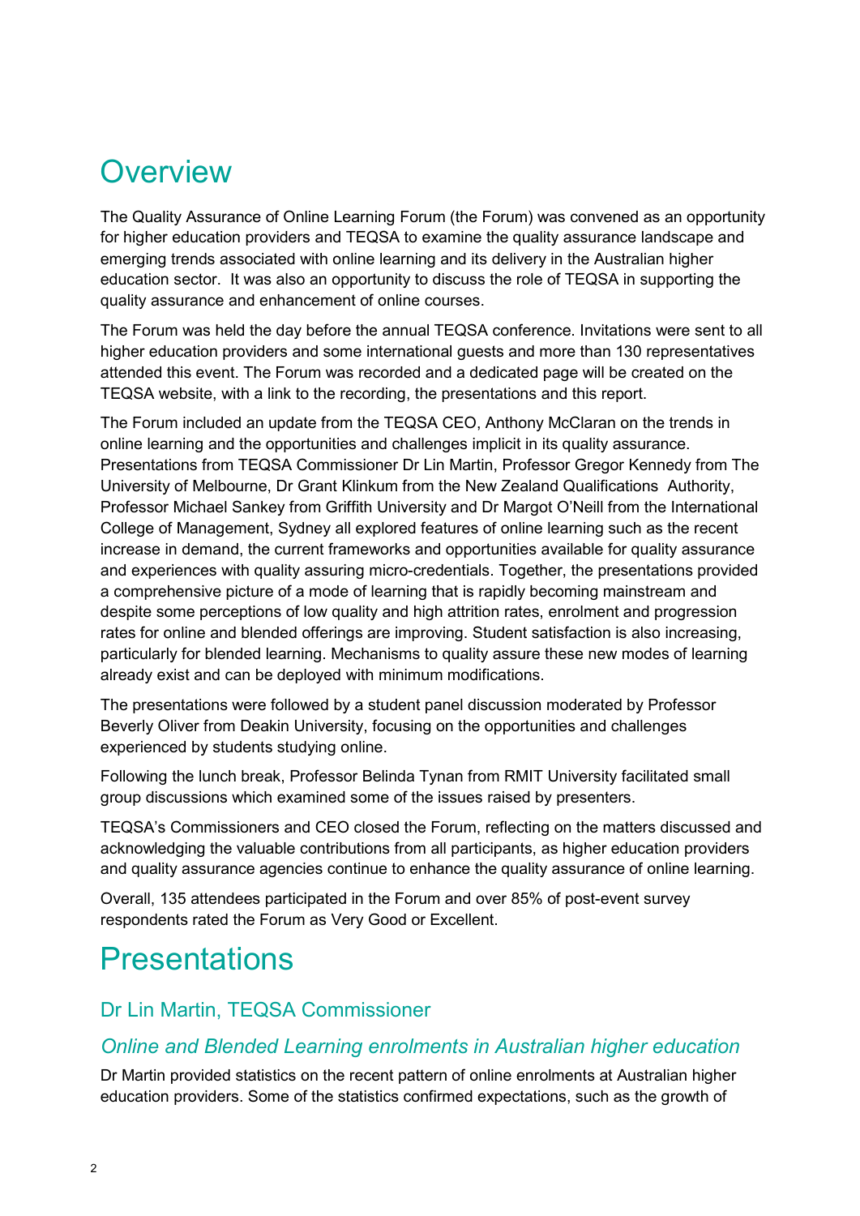# Overview

The Quality Assurance of Online Learning Forum (the Forum) was convened as an opportunity for higher education providers and TEQSA to examine the quality assurance landscape and emerging trends associated with online learning and its delivery in the Australian higher education sector. It was also an opportunity to discuss the role of TEQSA in supporting the quality assurance and enhancement of online courses.

The Forum was held the day before the annual TEQSA conference. Invitations were sent to all higher education providers and some international guests and more than 130 representatives attended this event. The Forum was recorded and a dedicated page will be created on the TEQSA website, with a link to the recording, the presentations and this report.

The Forum included an update from the TEQSA CEO, Anthony McClaran on the trends in online learning and the opportunities and challenges implicit in its quality assurance. Presentations from TEQSA Commissioner Dr Lin Martin, Professor Gregor Kennedy from The University of Melbourne, Dr Grant Klinkum from the New Zealand Qualifications Authority, Professor Michael Sankey from Griffith University and Dr Margot O'Neill from the International College of Management, Sydney all explored features of online learning such as the recent increase in demand, the current frameworks and opportunities available for quality assurance and experiences with quality assuring micro-credentials. Together, the presentations provided a comprehensive picture of a mode of learning that is rapidly becoming mainstream and despite some perceptions of low quality and high attrition rates, enrolment and progression rates for online and blended offerings are improving. Student satisfaction is also increasing, particularly for blended learning. Mechanisms to quality assure these new modes of learning already exist and can be deployed with minimum modifications.

The presentations were followed by a student panel discussion moderated by Professor Beverly Oliver from Deakin University, focusing on the opportunities and challenges experienced by students studying online.

Following the lunch break, Professor Belinda Tynan from RMIT University facilitated small group discussions which examined some of the issues raised by presenters.

TEQSA's Commissioners and CEO closed the Forum, reflecting on the matters discussed and acknowledging the valuable contributions from all participants, as higher education providers and quality assurance agencies continue to enhance the quality assurance of online learning.

Overall, 135 attendees participated in the Forum and over 85% of post-event survey respondents rated the Forum as Very Good or Excellent.

# Presentations

## Dr Lin Martin, TEQSA Commissioner

### *Online and Blended Learning enrolments in Australian higher education*

Dr Martin provided statistics on the recent pattern of online enrolments at Australian higher education providers. Some of the statistics confirmed expectations, such as the growth of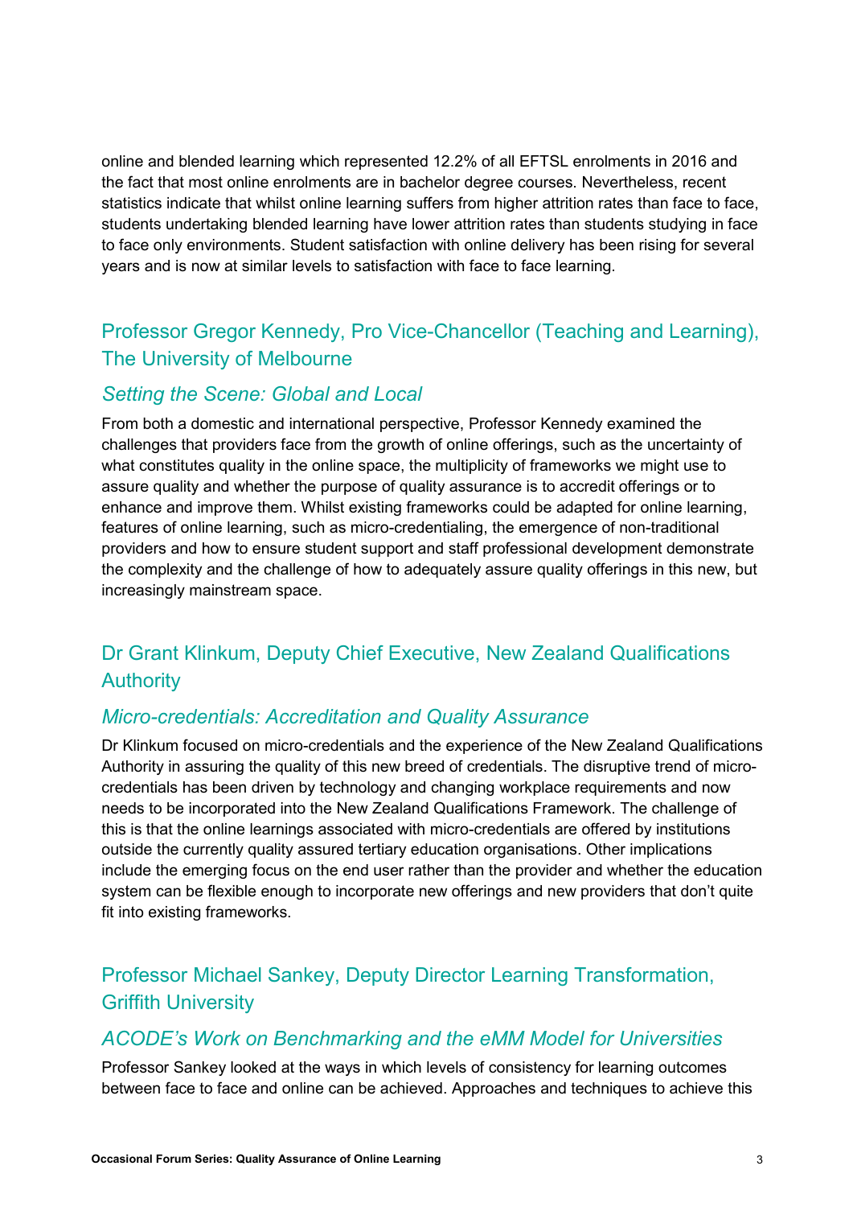online and blended learning which represented 12.2% of all EFTSL enrolments in 2016 and the fact that most online enrolments are in bachelor degree courses. Nevertheless, recent statistics indicate that whilst online learning suffers from higher attrition rates than face to face, students undertaking blended learning have lower attrition rates than students studying in face to face only environments. Student satisfaction with online delivery has been rising for several years and is now at similar levels to satisfaction with face to face learning.

## Professor Gregor Kennedy, Pro Vice-Chancellor (Teaching and Learning), The University of Melbourne

### *Setting the Scene: Global and Local*

From both a domestic and international perspective, Professor Kennedy examined the challenges that providers face from the growth of online offerings, such as the uncertainty of what constitutes quality in the online space, the multiplicity of frameworks we might use to assure quality and whether the purpose of quality assurance is to accredit offerings or to enhance and improve them. Whilst existing frameworks could be adapted for online learning, features of online learning, such as micro-credentialing, the emergence of non-traditional providers and how to ensure student support and staff professional development demonstrate the complexity and the challenge of how to adequately assure quality offerings in this new, but increasingly mainstream space.

## Dr Grant Klinkum, Deputy Chief Executive, New Zealand Qualifications Authority

### *Micro-credentials: Accreditation and Quality Assurance*

Dr Klinkum focused on micro-credentials and the experience of the New Zealand Qualifications Authority in assuring the quality of this new breed of credentials. The disruptive trend of micro-credentials has been driven by technology and changing workplace requirements and now needs to be incorporated into the New Zealand Qualifications Framework. The challenge of this is that the online learnings associated with micro-credentials are offered by institutions outside the currently quality assured tertiary education organisations. Other implications include the emerging focus on the end user rather than the provider and whether the education system can be flexible enough to incorporate new offerings and new providers that don't quite fit into existing frameworks.

## Professor Michael Sankey, Deputy Director Learning Transformation, Griffith University

### *ACODE's Work on Benchmarking and the eMM Model for Universities*

Professor Sankey looked at the ways in which levels of consistency for learning outcomes between face to face and online can be achieved. Approaches and techniques to achieve this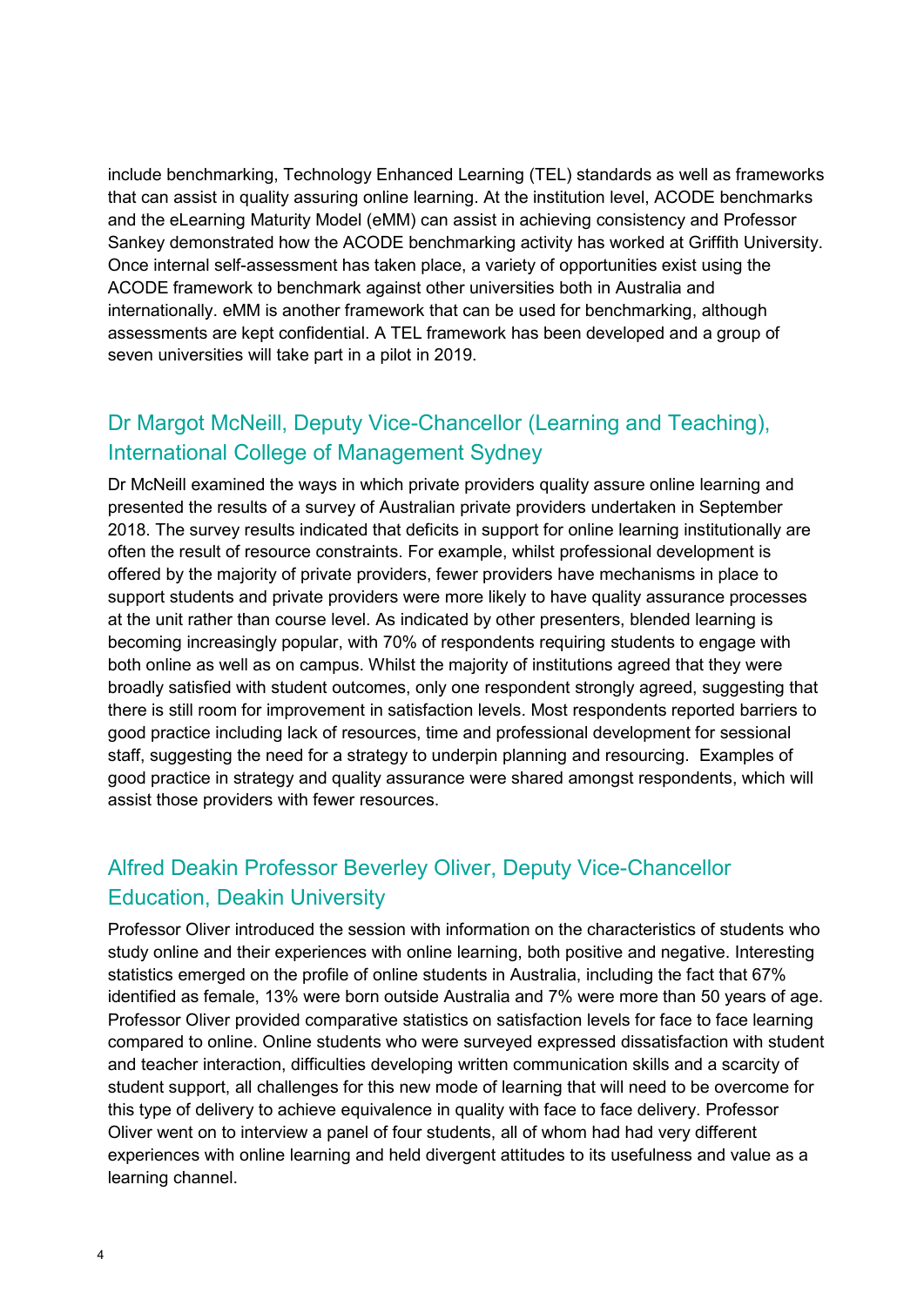include benchmarking, Technology Enhanced Learning (TEL) standards as well as frameworks that can assist in quality assuring online learning. At the institution level, ACODE benchmarks and the eLearning Maturity Model (eMM) can assist in achieving consistency and Professor Sankey demonstrated how the ACODE benchmarking activity has worked at Griffith University. Once internal self-assessment has taken place, a variety of opportunities exist using the ACODE framework to benchmark against other universities both in Australia and internationally. eMM is another framework that can be used for benchmarking, although assessments are kept confidential. A TEL framework has been developed and a group of seven universities will take part in a pilot in 2019.

## Dr Margot McNeill, Deputy Vice-Chancellor (Learning and Teaching), International College of Management Sydney

Dr McNeill examined the ways in which private providers quality assure online learning and presented the results of a survey of Australian private providers undertaken in September 2018. The survey results indicated that deficits in support for online learning institutionally are often the result of resource constraints. For example, whilst professional development is offered by the majority of private providers, fewer providers have mechanisms in place to support students and private providers were more likely to have quality assurance processes at the unit rather than course level. As indicated by other presenters, blended learning is becoming increasingly popular, with 70% of respondents requiring students to engage with both online as well as on campus. Whilst the majority of institutions agreed that they were broadly satisfied with student outcomes, only one respondent strongly agreed, suggesting that there is still room for improvement in satisfaction levels. Most respondents reported barriers to good practice including lack of resources, time and professional development for sessional staff, suggesting the need for a strategy to underpin planning and resourcing. Examples of good practice in strategy and quality assurance were shared amongst respondents, which will assist those providers with fewer resources.

## Alfred Deakin Professor Beverley Oliver, Deputy Vice-Chancellor Education, Deakin University

Professor Oliver introduced the session with information on the characteristics of students who study online and their experiences with online learning, both positive and negative. Interesting statistics emerged on the profile of online students in Australia, including the fact that 67% identified as female, 13% were born outside Australia and 7% were more than 50 years of age. Professor Oliver provided comparative statistics on satisfaction levels for face to face learning compared to online. Online students who were surveyed expressed dissatisfaction with student and teacher interaction, difficulties developing written communication skills and a scarcity of student support, all challenges for this new mode of learning that will need to be overcome for this type of delivery to achieve equivalence in quality with face to face delivery. Professor Oliver went on to interview a panel of four students, all of whom had had very different experiences with online learning and held divergent attitudes to its usefulness and value as a learning channel.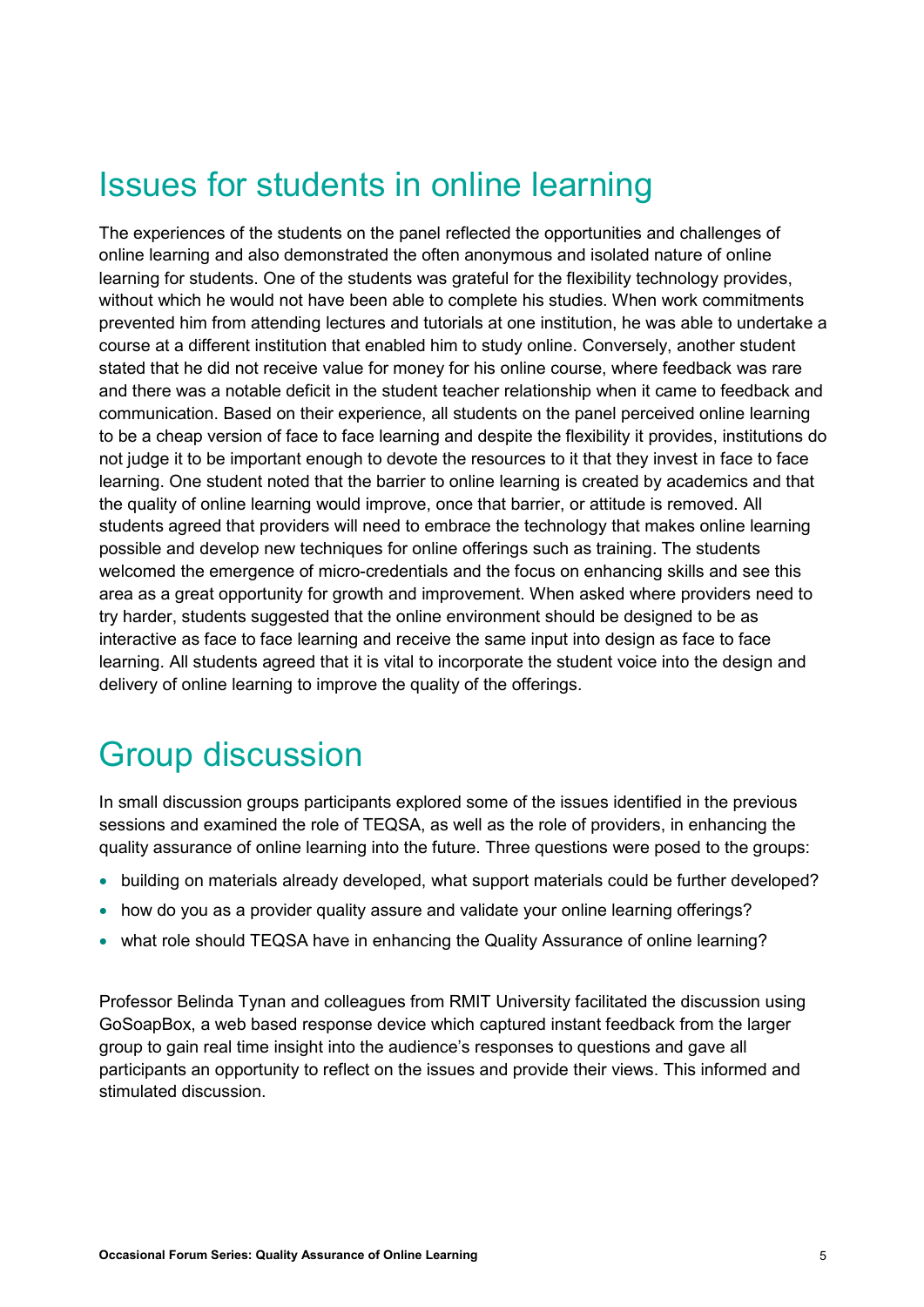## Issues for students in online learning

The experiences of the students on the panel reflected the opportunities and challenges of online learning and also demonstrated the often anonymous and isolated nature of online learning for students. One of the students was grateful for the flexibility technology provides, without which he would not have been able to complete his studies. When work commitments prevented him from attending lectures and tutorials at one institution, he was able to undertake a course at a different institution that enabled him to study online. Conversely, another student stated that he did not receive value for money for his online course, where feedback was rare and there was a notable deficit in the student teacher relationship when it came to feedback and communication. Based on their experience, all students on the panel perceived online learning to be a cheap version of face to face learning and despite the flexibility it provides, institutions do not judge it to be important enough to devote the resources to it that they invest in face to face learning. One student noted that the barrier to online learning is created by academics and that the quality of online learning would improve, once that barrier, or attitude is removed. All students agreed that providers will need to embrace the technology that makes online learning possible and develop new techniques for online offerings such as training. The students welcomed the emergence of micro-credentials and the focus on enhancing skills and see this area as a great opportunity for growth and improvement. When asked where providers need to try harder, students suggested that the online environment should be designed to be as interactive as face to face learning and receive the same input into design as face to face learning. All students agreed that it is vital to incorporate the student voice into the design and delivery of online learning to improve the quality of the offerings.

## Group discussion

In small discussion groups participants explored some of the issues identified in the previous sessions and examined the role of TEQSA, as well as the role of providers, in enhancing the quality assurance of online learning into the future. Three questions were posed to the groups:

- building on materials already developed, what support materials could be further developed?
- how do you as a provider quality assure and validate your online learning offerings?
- what role should TEQSA have in enhancing the Quality Assurance of online learning?

Professor Belinda Tynan and colleagues from RMIT University facilitated the discussion using GoSoapBox, a web based response device which captured instant feedback from the larger group to gain real time insight into the audience's responses to questions and gave all participants an opportunity to reflect on the issues and provide their views. This informed and stimulated discussion.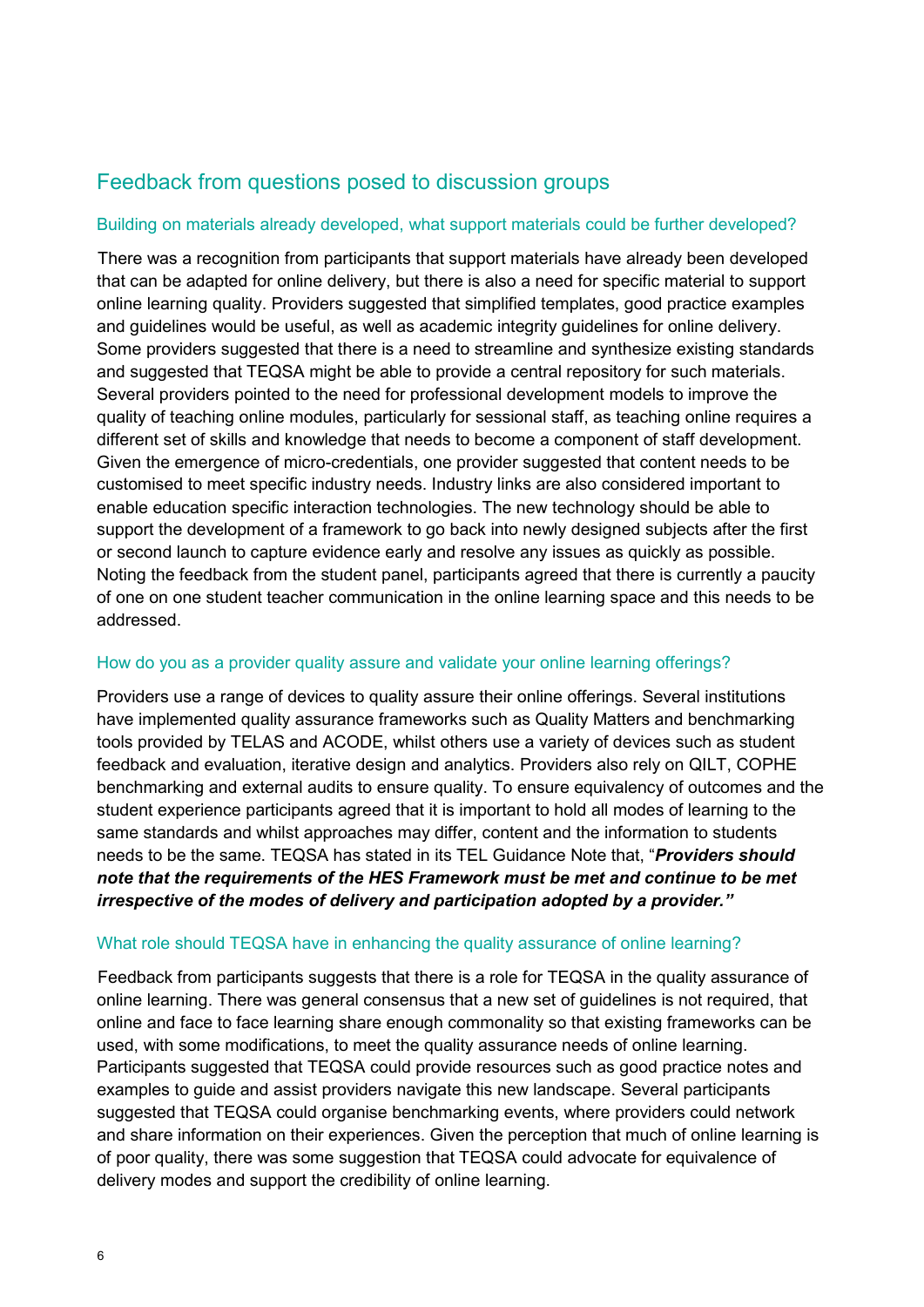## Feedback from questions posed to discussion groups

### Building on materials already developed, what support materials could be further developed?

There was a recognition from participants that support materials have already been developed that can be adapted for online delivery, but there is also a need for specific material to support online learning quality. Providers suggested that simplified templates, good practice examples and guidelines would be useful, as well as academic integrity guidelines for online delivery. Some providers suggested that there is a need to streamline and synthesize existing standards and suggested that TEQSA might be able to provide a central repository for such materials. Several providers pointed to the need for professional development models to improve the quality of teaching online modules, particularly for sessional staff, as teaching online requires a different set of skills and knowledge that needs to become a component of staff development. Given the emergence of micro-credentials, one provider suggested that content needs to be customised to meet specific industry needs. Industry links are also considered important to enable education specific interaction technologies. The new technology should be able to support the development of a framework to go back into newly designed subjects after the first or second launch to capture evidence early and resolve any issues as quickly as possible. Noting the feedback from the student panel, participants agreed that there is currently a paucity of one on one student teacher communication in the online learning space and this needs to be addressed.

### How do you as a provider quality assure and validate your online learning offerings?

Providers use a range of devices to quality assure their online offerings. Several institutions have implemented quality assurance frameworks such as Quality Matters and benchmarking tools provided by TELAS and ACODE, whilst others use a variety of devices such as student feedback and evaluation, iterative design and analytics. Providers also rely on QILT, COPHE benchmarking and external audits to ensure quality. To ensure equivalency of outcomes and the student experience participants agreed that it is important to hold all modes of learning to the same standards and whilst approaches may differ, content and the information to students needs to be the same. TEQSA has stated in its TEL Guidance Note that, "***Providers should note that the requirements of the HES Framework must be met and continue to be met irrespective of the modes of delivery and participation adopted by a provider.***"

### What role should TEQSA have in enhancing the quality assurance of online learning?

Feedback from participants suggests that there is a role for TEQSA in the quality assurance of online learning. There was general consensus that a new set of guidelines is not required, that online and face to face learning share enough commonality so that existing frameworks can be used, with some modifications, to meet the quality assurance needs of online learning. Participants suggested that TEQSA could provide resources such as good practice notes and examples to guide and assist providers navigate this new landscape. Several participants suggested that TEQSA could organise benchmarking events, where providers could network and share information on their experiences. Given the perception that much of online learning is of poor quality, there was some suggestion that TEQSA could advocate for equivalence of delivery modes and support the credibility of online learning.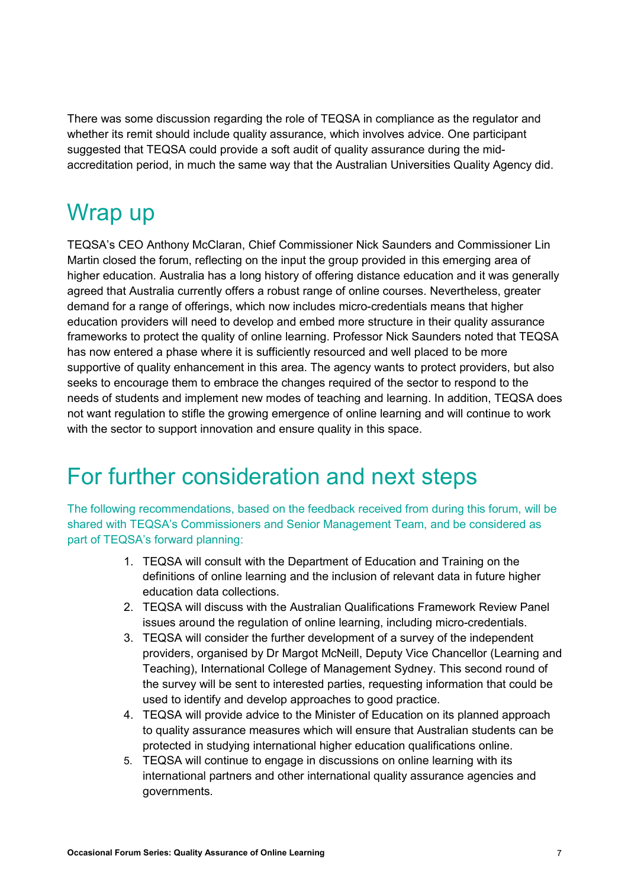There was some discussion regarding the role of TEQSA in compliance as the regulator and whether its remit should include quality assurance, which involves advice. One participant suggested that TEQSA could provide a soft audit of quality assurance during the mid-accreditation period, in much the same way that the Australian Universities Quality Agency did.

# Wrap up

TEQSA's CEO Anthony McClaran, Chief Commissioner Nick Saunders and Commissioner Lin Martin closed the forum, reflecting on the input the group provided in this emerging area of higher education. Australia has a long history of offering distance education and it was generally agreed that Australia currently offers a robust range of online courses. Nevertheless, greater demand for a range of offerings, which now includes micro-credentials means that higher education providers will need to develop and embed more structure in their quality assurance frameworks to protect the quality of online learning. Professor Nick Saunders noted that TEQSA has now entered a phase where it is sufficiently resourced and well placed to be more supportive of quality enhancement in this area. The agency wants to protect providers, but also seeks to encourage them to embrace the changes required of the sector to respond to the needs of students and implement new modes of teaching and learning. In addition, TEQSA does not want regulation to stifle the growing emergence of online learning and will continue to work with the sector to support innovation and ensure quality in this space.

# For further consideration and next steps

The following recommendations, based on the feedback received from during this forum, will be shared with TEQSA's Commissioners and Senior Management Team, and be considered as part of TEQSA's forward planning:

1. TEQSA will consult with the Department of Education and Training on the definitions of online learning and the inclusion of relevant data in future higher education data collections.
2. TEQSA will discuss with the Australian Qualifications Framework Review Panel issues around the regulation of online learning, including micro-credentials.
3. TEQSA will consider the further development of a survey of the independent providers, organised by Dr Margot McNeill, Deputy Vice Chancellor (Learning and Teaching), International College of Management Sydney. This second round of the survey will be sent to interested parties, requesting information that could be used to identify and develop approaches to good practice.
4. TEQSA will provide advice to the Minister of Education on its planned approach to quality assurance measures which will ensure that Australian students can be protected in studying international higher education qualifications online.
5. TEQSA will continue to engage in discussions on online learning with its international partners and other international quality assurance agencies and governments.